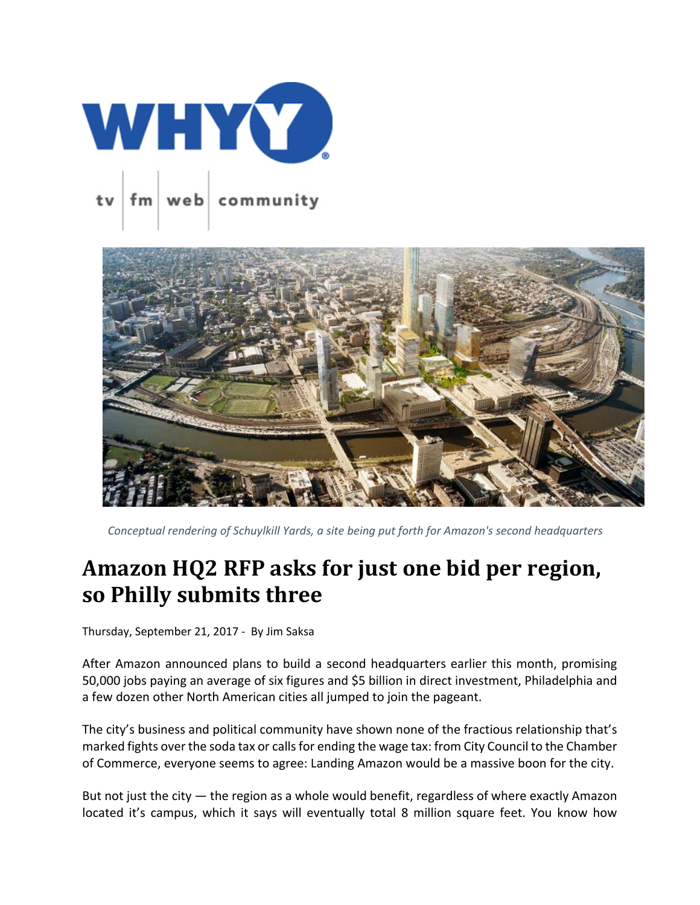*Conceptual rendering of Schuylkill Yards, a site being put forth for Amazon's second headquarters*

# Amazon HQ2 RFP asks for just one bid per region, so Philly submits three

Thursday, September 21, 2017 - By Jim Saksa

After Amazon announced plans to build a second headquarters earlier this month, promising 50,000 jobs paying an average of six figures and $5 billion in direct investment, Philadelphia and a few dozen other North American cities all jumped to join the pageant.

The city's business and political community have shown none of the fractious relationship that's marked fights over the soda tax or calls for ending the wage tax: from City Council to the Chamber of Commerce, everyone seems to agree: Landing Amazon would be a massive boon for the city.

But not just the city — the region as a whole would benefit, regardless of where exactly Amazon located it's campus, which it says will eventually total 8 million square feet. You know how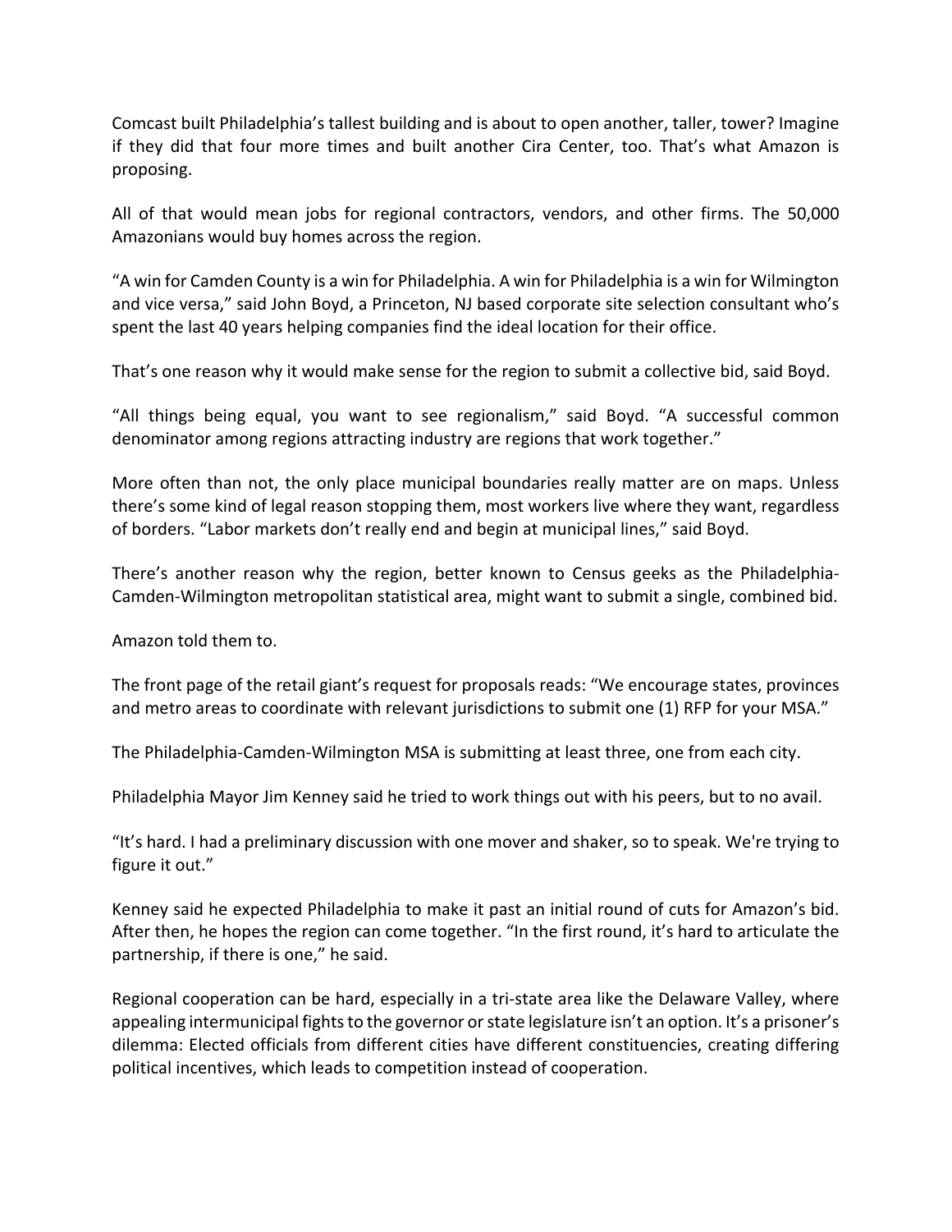Comcast built Philadelphia's tallest building and is about to open another, taller, tower? Imagine if they did that four more times and built another Cira Center, too. That's what Amazon is proposing.

All of that would mean jobs for regional contractors, vendors, and other firms. The 50,000 Amazonians would buy homes across the region.

"A win for Camden County is a win for Philadelphia. A win for Philadelphia is a win for Wilmington and vice versa," said John Boyd, a Princeton, NJ based corporate site selection consultant who's spent the last 40 years helping companies find the ideal location for their office.

That's one reason why it would make sense for the region to submit a collective bid, said Boyd.

"All things being equal, you want to see regionalism," said Boyd. "A successful common denominator among regions attracting industry are regions that work together."

More often than not, the only place municipal boundaries really matter are on maps. Unless there's some kind of legal reason stopping them, most workers live where they want, regardless of borders. "Labor markets don't really end and begin at municipal lines," said Boyd.

There's another reason why the region, better known to Census geeks as the Philadelphia-Camden-Wilmington metropolitan statistical area, might want to submit a single, combined bid.

Amazon told them to.

The front page of the retail giant's request for proposals reads: "We encourage states, provinces and metro areas to coordinate with relevant jurisdictions to submit one (1) RFP for your MSA."

The Philadelphia-Camden-Wilmington MSA is submitting at least three, one from each city.

Philadelphia Mayor Jim Kenney said he tried to work things out with his peers, but to no avail.

"It's hard. I had a preliminary discussion with one mover and shaker, so to speak. We're trying to figure it out."

Kenney said he expected Philadelphia to make it past an initial round of cuts for Amazon's bid. After then, he hopes the region can come together. "In the first round, it's hard to articulate the partnership, if there is one," he said.

Regional cooperation can be hard, especially in a tri-state area like the Delaware Valley, where appealing intermunicipal fights to the governor or state legislature isn't an option. It's a prisoner's dilemma: Elected officials from different cities have different constituencies, creating differing political incentives, which leads to competition instead of cooperation.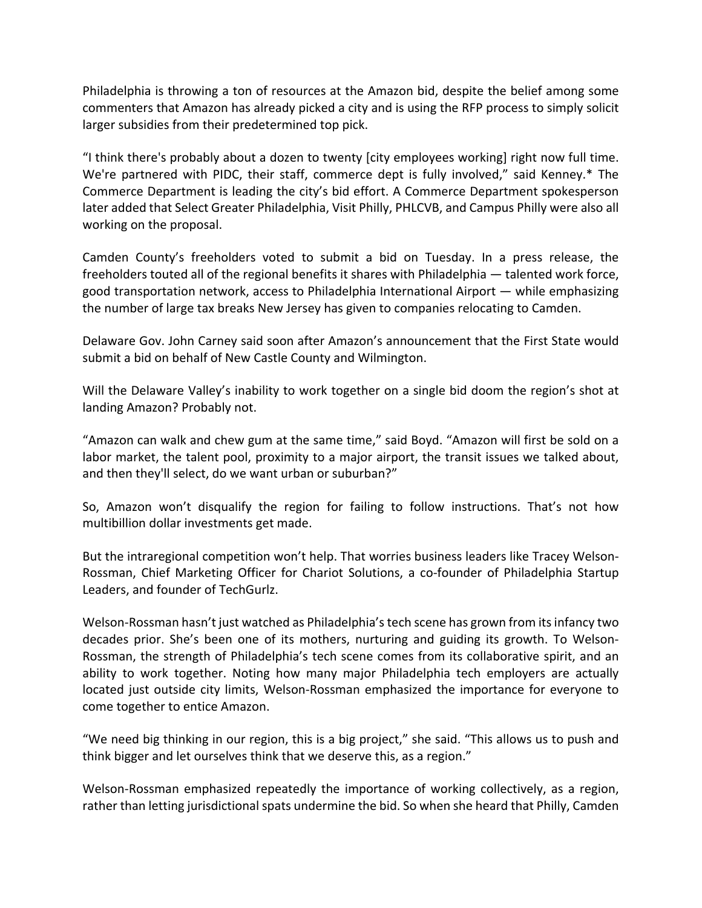Philadelphia is throwing a ton of resources at the Amazon bid, despite the belief among some commenters that Amazon has already picked a city and is using the RFP process to simply solicit larger subsidies from their predetermined top pick.

"I think there's probably about a dozen to twenty [city employees working] right now full time. We're partnered with PIDC, their staff, commerce dept is fully involved," said Kenney.* The Commerce Department is leading the city's bid effort. A Commerce Department spokesperson later added that Select Greater Philadelphia, Visit Philly, PHLCVB, and Campus Philly were also all working on the proposal.

Camden County's freeholders voted to submit a bid on Tuesday. In a press release, the freeholders touted all of the regional benefits it shares with Philadelphia — talented work force, good transportation network, access to Philadelphia International Airport — while emphasizing the number of large tax breaks New Jersey has given to companies relocating to Camden.

Delaware Gov. John Carney said soon after Amazon's announcement that the First State would submit a bid on behalf of New Castle County and Wilmington.

Will the Delaware Valley's inability to work together on a single bid doom the region's shot at landing Amazon? Probably not.

"Amazon can walk and chew gum at the same time," said Boyd. "Amazon will first be sold on a labor market, the talent pool, proximity to a major airport, the transit issues we talked about, and then they'll select, do we want urban or suburban?"

So, Amazon won't disqualify the region for failing to follow instructions. That's not how multibillion dollar investments get made.

But the intraregional competition won't help. That worries business leaders like Tracey Welson-Rossman, Chief Marketing Officer for Chariot Solutions, a co-founder of Philadelphia Startup Leaders, and founder of TechGurlz.

Welson-Rossman hasn't just watched as Philadelphia's tech scene has grown from its infancy two decades prior. She's been one of its mothers, nurturing and guiding its growth. To Welson-Rossman, the strength of Philadelphia's tech scene comes from its collaborative spirit, and an ability to work together. Noting how many major Philadelphia tech employers are actually located just outside city limits, Welson-Rossman emphasized the importance for everyone to come together to entice Amazon.

"We need big thinking in our region, this is a big project," she said. "This allows us to push and think bigger and let ourselves think that we deserve this, as a region."

Welson-Rossman emphasized repeatedly the importance of working collectively, as a region, rather than letting jurisdictional spats undermine the bid. So when she heard that Philly, Camden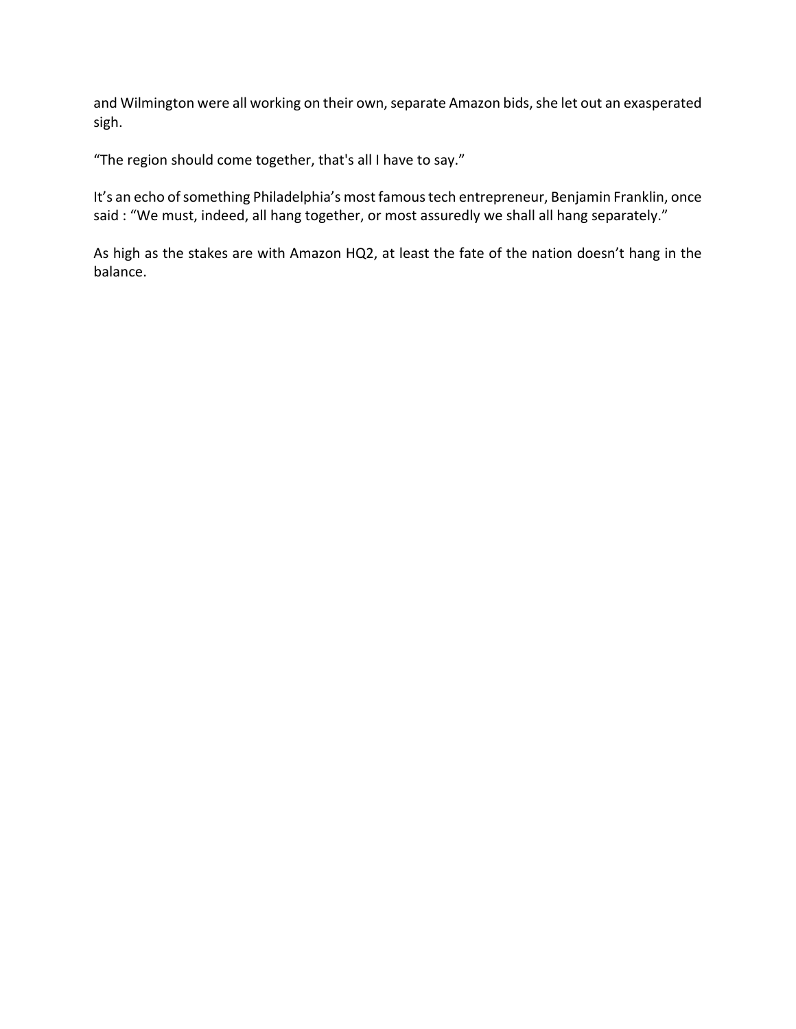and Wilmington were all working on their own, separate Amazon bids, she let out an exasperated sigh.

“The region should come together, that's all I have to say.”

It’s an echo of something Philadelphia’s most famous tech entrepreneur, Benjamin Franklin, once said : “We must, indeed, all hang together, or most assuredly we shall all hang separately.”

As high as the stakes are with Amazon HQ2, at least the fate of the nation doesn’t hang in the balance.